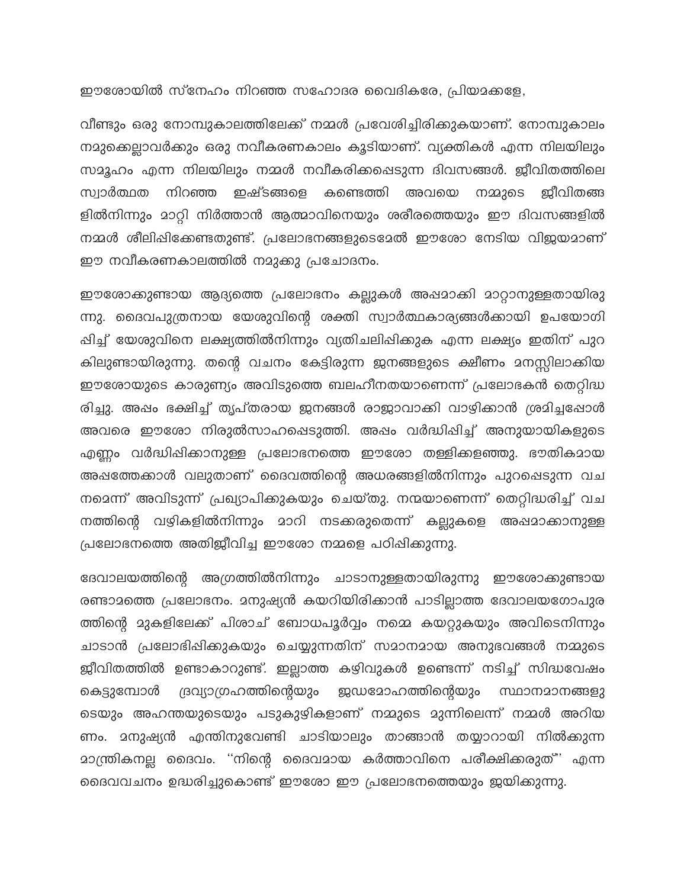ഈശോയിൽ സ്നേഹം നിറഞ്ഞ സഹോദര വൈദികരേ, പ്രിയമക്കളേ,

വീണ്ടും ഒരു നോമ്പുകാലത്തിലേക്ക് നമ്മൾ പ്രവേശിച്ചിരിക്കുകയാണ്. നോമ്പുകാലം നമുക്കെല്ലാവർക്കും ഒരു നവീകരണകാലം കൂടിയാണ്. വ്യക്തികൾ എന്ന നിലയിലും സമൂഹം എന്ന നിലയിലും നമ്മൾ നവീകരിക്കപ്പെടുന്ന ദിവസങ്ങൾ. ജീവിതത്തിലെ സ്വാർത്ഥത നിറഞ്ഞ ഇഷ്ടങ്ങളെ കണ്ടെത്തി അവയെ നമ്മുടെ ജീവിതങ്ങളിൽനിന്നും മാറ്റി നിർത്താൻ ആത്മാവിനെയും ശരീരത്തെയും ഈ ദിവസങ്ങളിൽ നമ്മൾ ശീലിപ്പിക്കേണ്ടതുണ്ട്. പ്രലോഭനങ്ങളുടെമേൽ ഈശോ നേടിയ വിജയമാണ് ഈ നവീകരണകാലത്തിൽ നമുക്കു പ്രചോദനം.

ഈശോക്കുണ്ടായ ആദ്യത്തെ പ്രലോഭനം കല്ലുകൾ അപ്പമാക്കി മാറ്റാനുള്ളതായിരുന്നു. ദൈവപുത്രനായ യേശുവിന്റെ ശക്തി സ്വാർത്ഥകാര്യങ്ങൾക്കായി ഉപയോഗിപ്പിച്ച് യേശുവിനെ ലക്ഷ്യത്തിൽനിന്നും വ്യതിചലിപ്പിക്കുക എന്ന ലക്ഷ്യം ഇതിന് പുറകിലുണ്ടായിരുന്നു. തന്റെ വചനം കേട്ടിരുന്ന ജനങ്ങളുടെ ക്ഷീണം മനസ്സിലാക്കിയ ഈശോയുടെ കാരുണ്യം അവിടുത്തെ ബലഹീനതയാണെന്ന് പ്രലോഭകൻ തെറ്റിദ്ധരിച്ചു. അപ്പം ഭക്ഷിച്ച് തൃപ്തരായ ജനങ്ങൾ രാജാവാക്കി വാഴിക്കാൻ ശ്രമിച്ചപ്പോൾ അവരെ ഈശോ നിരുൽസാഹപ്പെടുത്തി. അപ്പം വർദ്ധിപ്പിച്ച് അനുയായികളുടെ എണ്ണം വർദ്ധിപ്പിക്കാനുള്ള പ്രലോഭനത്തെ ഈശോ തള്ളിക്കളഞ്ഞു. ഭൗതികമായ അപ്പത്തേക്കാൾ വലുതാണ് ദൈവത്തിന്റെ അധരങ്ങളിൽനിന്നും പുറപ്പെടുന്ന വചനമെന്ന് അവിടുന്ന് പ്രഖ്യാപിക്കുകയും ചെയ്തു. നന്മയാണെന്ന് തെറ്റിദ്ധരിച്ച് വചനത്തിന്റെ വഴികളിൽനിന്നും മാറി നടക്കരുതെന്ന് കല്ലുകളെ അപ്പമാക്കാനുള്ള പ്രലോഭനത്തെ അതിജീവിച്ച ഈശോ നമ്മളെ പഠിപ്പിക്കുന്നു.

ദേവാലയത്തിന്റെ അഗ്രത്തിൽനിന്നും ചാടാനുള്ളതായിരുന്നു ഈശോക്കുണ്ടായ രണ്ടാമത്തെ പ്രലോഭനം. മനുഷ്യൻ കയറിയിരിക്കാൻ പാടില്ലാത്ത ദേവാലയഗോപുരത്തിന്റെ മുകളിലേക്ക് പിശാച് ബോധപൂർവ്വം നമ്മെ കയറ്റുകയും അവിടെനിന്നും ചാടാൻ പ്രലോഭിപ്പിക്കുകയും ചെയ്യുന്നതിന് സമാനമായ അനുഭവങ്ങൾ നമ്മുടെ ജീവിതത്തിൽ ഉണ്ടാകാറുണ്ട്. ഇല്ലാത്ത കഴിവുകൾ ഉണ്ടെന്ന് നടിച്ച് സിദ്ധവേഷം കെട്ടുമ്പോൾ ദ്രവ്യാഗ്രഹത്തിന്റെയും ജഢമോഹത്തിന്റെയും സ്ഥാനമാനങ്ങളുടെയും അഹന്തയുടെയും പടുകുഴികളാണ് നമ്മുടെ മുന്നിലെന്ന് നമ്മൾ അറിയണം. മനുഷ്യൻ എന്തിനുവേണ്ടി ചാടിയാലും താങ്ങാൻ തയ്യാറായി നിൽക്കുന്ന മാന്ത്രികനല്ല ദൈവം. "നിന്റെ ദൈവമായ കർത്താവിനെ പരീക്ഷിക്കരുത്" എന്ന ദൈവവചനം ഉദ്ധരിച്ചുകൊണ്ട് ഈശോ ഈ പ്രലോഭനത്തെയും ജയിക്കുന്നു.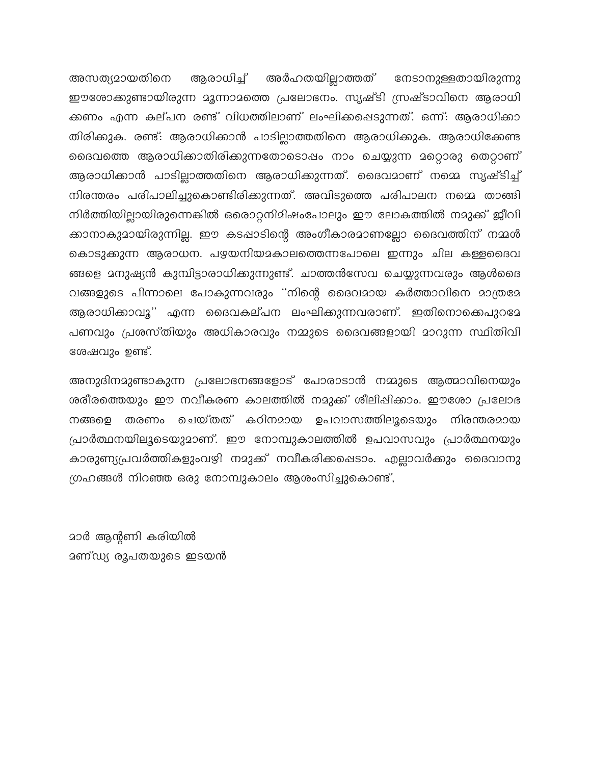അസത്യമായതിനെ ആരാധിച്ച് അർഹതയില്ലാത്തത് നേടാനുള്ളതായിരുന്നു ഈശോക്കുണ്ടായിരുന്ന മൂന്നാമത്തെ പ്രലോഭനം. സൃഷ്ടി സ്രഷ്ടാവിനെ ആരാധിക്കണം എന്ന കല്പന രണ്ട് വിധത്തിലാണ് ലംഘിക്കപ്പെടുന്നത്. ഒന്ന്: ആരാധിക്കാതിരിക്കുക. രണ്ട്: ആരാധിക്കാൻ പാടില്ലാത്തതിനെ ആരാധിക്കുക. ആരാധിക്കേണ്ട ദൈവത്തെ ആരാധിക്കാതിരിക്കുന്നതോടൊപ്പം നാം ചെയ്യുന്ന മറ്റൊരു തെറ്റാണ് ആരാധിക്കാൻ പാടില്ലാത്തതിനെ ആരാധിക്കുന്നത്. ദൈവമാണ് നമ്മെ സൃഷ്ടിച്ച് നിരന്തരം പരിപാലിച്ചുകൊണ്ടിരിക്കുന്നത്. അവിടുത്തെ പരിപാലന നമ്മെ താങ്ങി നിർത്തിയില്ലായിരുന്നെങ്കിൽ ഒരൊറ്റനിമിഷംപോലും ഈ ലോകത്തിൽ നമുക്ക് ജീവിക്കാനാകുമായിരുന്നില്ല. ഈ കടപ്പാടിന്റെ അംഗീകാരമാണല്ലോ ദൈവത്തിന് നമ്മൾ കൊടുക്കുന്ന ആരാധന. പഴയനിയമകാലത്തെന്നപോലെ ഇന്നും ചില കള്ളദൈവങ്ങളെ മനുഷ്യൻ കുമ്പിട്ടാരാധിക്കുന്നുണ്ട്. ചാത്തൻസേവ ചെയ്യുന്നവരും ആൾദൈവങ്ങളുടെ പിന്നാലെ പോകുന്നവരും "നിന്റെ ദൈവമായ കർത്താവിനെ മാത്രമേ ആരാധിക്കാവൂ" എന്ന ദൈവകല്പന ലംഘിക്കുന്നവരാണ്. ഇതിനൊക്കെപുറമേ പണവും പ്രശസ്തിയും അധികാരവും നമ്മുടെ ദൈവങ്ങളായി മാറുന്ന സ്ഥിതിവിശേഷവും ഉണ്ട്.

അനുദിനമുണ്ടാകുന്ന പ്രലോഭനങ്ങളോട് പോരാടാൻ നമ്മുടെ ആത്മാവിനെയും ശരീരത്തെയും ഈ നവീകരണ കാലത്തിൽ നമുക്ക് ശീലിപ്പിക്കാം. ഈശോ പ്രലോഭനങ്ങളെ തരണം ചെയ്തത് കഠിനമായ ഉപവാസത്തിലൂടെയും നിരന്തരമായ പ്രാർത്ഥനയിലൂടെയുമാണ്. ഈ നോമ്പുകാലത്തിൽ ഉപവാസവും പ്രാർത്ഥനയും കാരുണ്യപ്രവർത്തികളുംവഴി നമുക്ക് നവീകരിക്കപ്പെടാം. എല്ലാവർക്കും ദൈവാനുഗ്രഹങ്ങൾ നിറഞ്ഞ ഒരു നോമ്പുകാലം ആശംസിച്ചുകൊണ്ട്,

മാർ ആന്റണി കരിയിൽ
മണ്ഡ്യ രൂപതയുടെ ഇടയൻ